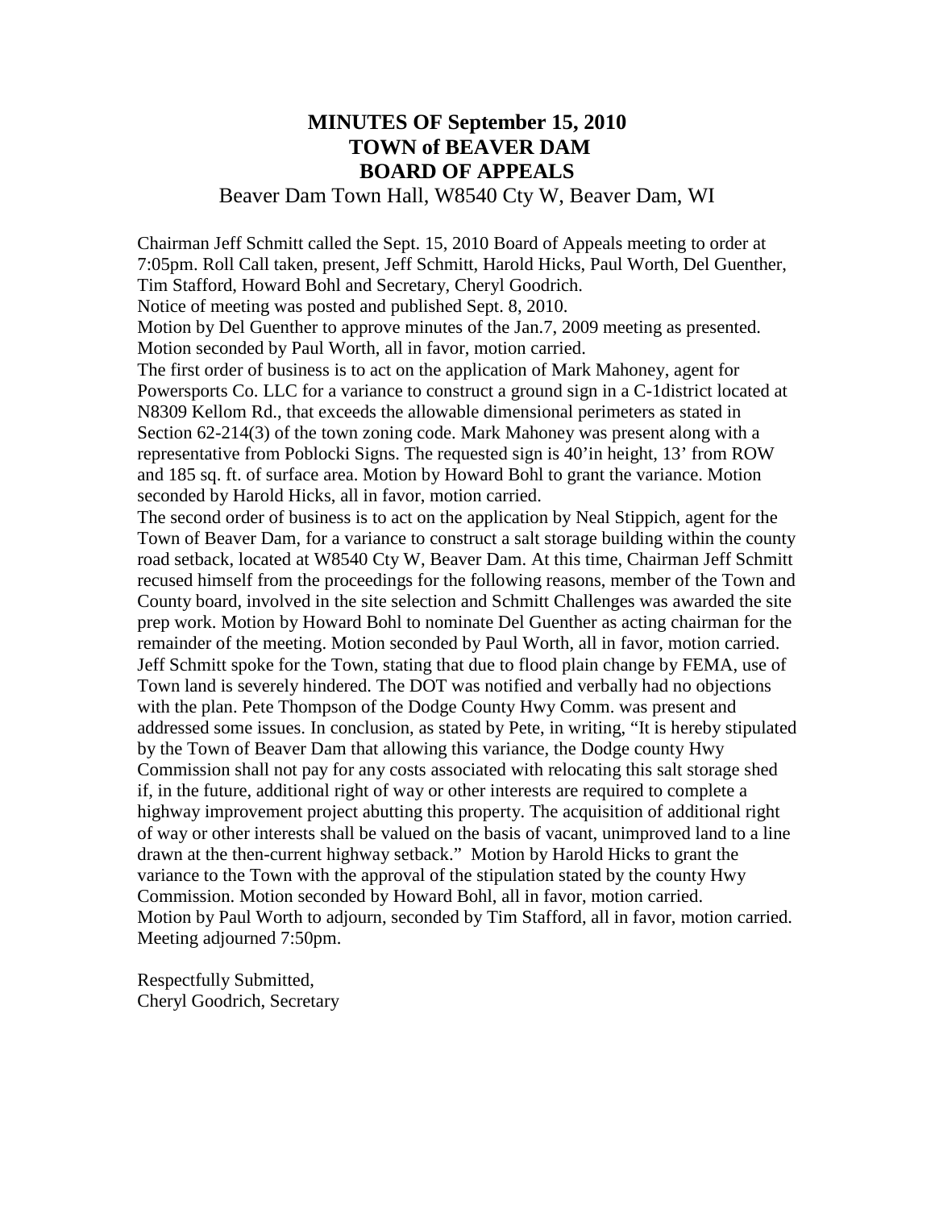# MINUTES OF September 15, 2010
# TOWN of BEAVER DAM
# BOARD OF APPEALS

Beaver Dam Town Hall, W8540 Cty W, Beaver Dam, WI

Chairman Jeff Schmitt called the Sept. 15, 2010 Board of Appeals meeting to order at 7:05pm. Roll Call taken, present, Jeff Schmitt, Harold Hicks, Paul Worth, Del Guenther, Tim Stafford, Howard Bohl and Secretary, Cheryl Goodrich.

Notice of meeting was posted and published Sept. 8, 2010.

Motion by Del Guenther to approve minutes of the Jan.7, 2009 meeting as presented. Motion seconded by Paul Worth, all in favor, motion carried.

The first order of business is to act on the application of Mark Mahoney, agent for Powersports Co. LLC for a variance to construct a ground sign in a C-1district located at N8309 Kellom Rd., that exceeds the allowable dimensional perimeters as stated in Section 62-214(3) of the town zoning code. Mark Mahoney was present along with a representative from Poblocki Signs. The requested sign is 40'in height, 13' from ROW and 185 sq. ft. of surface area. Motion by Howard Bohl to grant the variance. Motion seconded by Harold Hicks, all in favor, motion carried.

The second order of business is to act on the application by Neal Stippich, agent for the Town of Beaver Dam, for a variance to construct a salt storage building within the county road setback, located at W8540 Cty W, Beaver Dam. At this time, Chairman Jeff Schmitt recused himself from the proceedings for the following reasons, member of the Town and County board, involved in the site selection and Schmitt Challenges was awarded the site prep work. Motion by Howard Bohl to nominate Del Guenther as acting chairman for the remainder of the meeting. Motion seconded by Paul Worth, all in favor, motion carried. Jeff Schmitt spoke for the Town, stating that due to flood plain change by FEMA, use of Town land is severely hindered. The DOT was notified and verbally had no objections with the plan. Pete Thompson of the Dodge County Hwy Comm. was present and addressed some issues. In conclusion, as stated by Pete, in writing, "It is hereby stipulated by the Town of Beaver Dam that allowing this variance, the Dodge county Hwy Commission shall not pay for any costs associated with relocating this salt storage shed if, in the future, additional right of way or other interests are required to complete a highway improvement project abutting this property. The acquisition of additional right of way or other interests shall be valued on the basis of vacant, unimproved land to a line drawn at the then-current highway setback." Motion by Harold Hicks to grant the variance to the Town with the approval of the stipulation stated by the county Hwy Commission. Motion seconded by Howard Bohl, all in favor, motion carried.

Motion by Paul Worth to adjourn, seconded by Tim Stafford, all in favor, motion carried. Meeting adjourned 7:50pm.

Respectfully Submitted,
Cheryl Goodrich, Secretary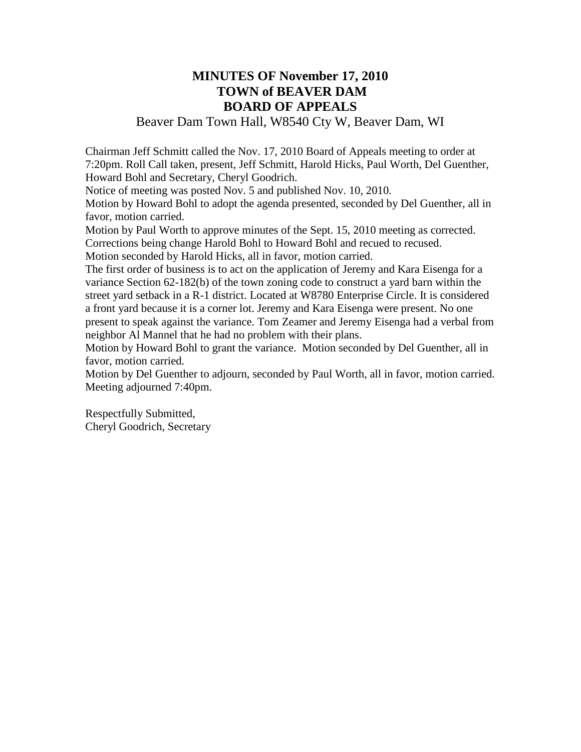# MINUTES OF November 17, 2010
# TOWN of BEAVER DAM
# BOARD OF APPEALS

Beaver Dam Town Hall, W8540 Cty W, Beaver Dam, WI

Chairman Jeff Schmitt called the Nov. 17, 2010 Board of Appeals meeting to order at 7:20pm. Roll Call taken, present, Jeff Schmitt, Harold Hicks, Paul Worth, Del Guenther, Howard Bohl and Secretary, Cheryl Goodrich.

Notice of meeting was posted Nov. 5 and published Nov. 10, 2010.

Motion by Howard Bohl to adopt the agenda presented, seconded by Del Guenther, all in favor, motion carried.

Motion by Paul Worth to approve minutes of the Sept. 15, 2010 meeting as corrected. Corrections being change Harold Bohl to Howard Bohl and recued to recused. Motion seconded by Harold Hicks, all in favor, motion carried.

The first order of business is to act on the application of Jeremy and Kara Eisenga for a variance Section 62-182(b) of the town zoning code to construct a yard barn within the street yard setback in a R-1 district. Located at W8780 Enterprise Circle. It is considered a front yard because it is a corner lot. Jeremy and Kara Eisenga were present. No one present to speak against the variance. Tom Zeamer and Jeremy Eisenga had a verbal from neighbor Al Mannel that he had no problem with their plans.

Motion by Howard Bohl to grant the variance. Motion seconded by Del Guenther, all in favor, motion carried.

Motion by Del Guenther to adjourn, seconded by Paul Worth, all in favor, motion carried. Meeting adjourned 7:40pm.

Respectfully Submitted,
Cheryl Goodrich, Secretary